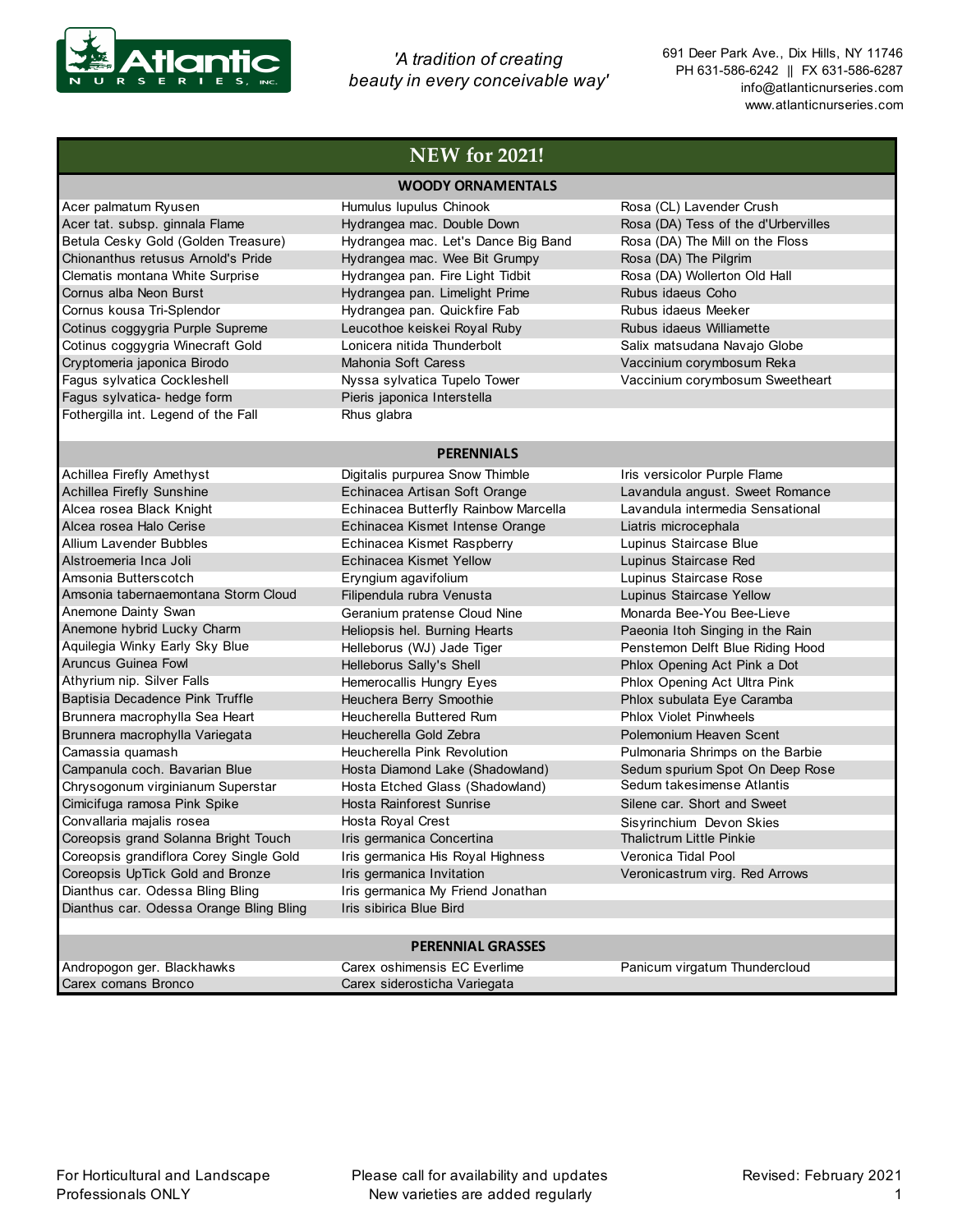**Atlantic NURSERIES, INC.**

*'A tradition of creating beauty in every conceivable way'*

691 Deer Park Ave., Dix Hills, NY 11746
PH 631-586-6242 || FX 631-586-6287
info@atlanticnurseries.com
www.atlanticnurseries.com

# NEW for 2021!

## WOODY ORNAMENTALS

| | | |
|---|---|---|
| Acer palmatum Ryusen | Humulus lupulus Chinook | Rosa (CL) Lavender Crush |
| Acer tat. subsp. ginnala Flame | Hydrangea mac. Double Down | Rosa (DA) Tess of the d'Urbervilles |
| Betula Cesky Gold (Golden Treasure) | Hydrangea mac. Let's Dance Big Band | Rosa (DA) The Mill on the Floss |
| Chionanthus retusus Arnold's Pride | Hydrangea mac. Wee Bit Grumpy | Rosa (DA) The Pilgrim |
| Clematis montana White Surprise | Hydrangea pan. Fire Light Tidbit | Rosa (DA) Wollerton Old Hall |
| Cornus alba Neon Burst | Hydrangea pan. Limelight Prime | Rubus idaeus Coho |
| Cornus kousa Tri-Splendor | Hydrangea pan. Quickfire Fab | Rubus idaeus Meeker |
| Cotinus coggygria Purple Supreme | Leucothoe keiskei Royal Ruby | Rubus idaeus Williamette |
| Cotinus coggygria Winecraft Gold | Lonicera nitida Thunderbolt | Salix matsudana Navajo Globe |
| Cryptomeria japonica Birodo | Mahonia Soft Caress | Vaccinium corymbosum Reka |
| Fagus sylvatica Cockleshell | Nyssa sylvatica Tupelo Tower | Vaccinium corymbosum Sweetheart |
| Fagus sylvatica- hedge form | Pieris japonica Interstella | |
| Fothergilla int. Legend of the Fall | Rhus glabra | |

## PERENNIALS

| | | |
|---|---|---|
| Achillea Firefly Amethyst | Digitalis purpurea Snow Thimble | Iris versicolor Purple Flame |
| Achillea Firefly Sunshine | Echinacea Artisan Soft Orange | Lavandula angust. Sweet Romance |
| Alcea rosea Black Knight | Echinacea Butterfly Rainbow Marcella | Lavandula intermedia Sensational |
| Alcea rosea Halo Cerise | Echinacea Kismet Intense Orange | Liatris microcephala |
| Allium Lavender Bubbles | Echinacea Kismet Raspberry | Lupinus Staircase Blue |
| Alstroemeria Inca Joli | Echinacea Kismet Yellow | Lupinus Staircase Red |
| Amsonia Butterscotch | Eryngium agavifolium | Lupinus Staircase Rose |
| Amsonia tabernaemontana Storm Cloud | Filipendula rubra Venusta | Lupinus Staircase Yellow |
| Anemone Dainty Swan | Geranium pratense Cloud Nine | Monarda Bee-You Bee-Lieve |
| Anemone hybrid Lucky Charm | Heliopsis hel. Burning Hearts | Paeonia Itoh Singing in the Rain |
| Aquilegia Winky Early Sky Blue | Helleborus (WJ) Jade Tiger | Penstemon Delft Blue Riding Hood |
| Aruncus Guinea Fowl | Helleborus Sally's Shell | Phlox Opening Act Pink a Dot |
| Athyrium nip. Silver Falls | Hemerocallis Hungry Eyes | Phlox Opening Act Ultra Pink |
| Baptisia Decadence Pink Truffle | Heuchera Berry Smoothie | Phlox subulata Eye Caramba |
| Brunnera macrophylla Sea Heart | Heucherella Buttered Rum | Phlox Violet Pinwheels |
| Brunnera macrophylla Variegata | Heucherella Gold Zebra | Polemonium Heaven Scent |
| Camassia quamash | Heucherella Pink Revolution | Pulmonaria Shrimps on the Barbie |
| Campanula coch. Bavarian Blue | Hosta Diamond Lake (Shadowland) | Sedum spurium Spot On Deep Rose |
| Chrysogonum virginianum Superstar | Hosta Etched Glass (Shadowland) | Sedum takesimense Atlantis |
| Cimicifuga ramosa Pink Spike | Hosta Rainforest Sunrise | Silene car. Short and Sweet |
| Convallaria majalis rosea | Hosta Royal Crest | Sisyrinchium Devon Skies |
| Coreopsis grand Solanna Bright Touch | Iris germanica Concertina | Thalictrum Little Pinkie |
| Coreopsis grandiflora Corey Single Gold | Iris germanica His Royal Highness | Veronica Tidal Pool |
| Coreopsis UpTick Gold and Bronze | Iris germanica Invitation | Veronicastrum virg. Red Arrows |
| Dianthus car. Odessa Bling Bling | Iris germanica My Friend Jonathan | |
| Dianthus car. Odessa Orange Bling Bling | Iris sibirica Blue Bird | |

## PERENNIAL GRASSES

| | | |
|---|---|---|
| Andropogon ger. Blackhawks | Carex oshimensis EC Everlime | Panicum virgatum Thundercloud |
| Carex comans Bronco | Carex siderosticha Variegata | |

For Horticultural and Landscape Professionals ONLY

Please call for availability and updates
New varieties are added regularly

Revised: February 2021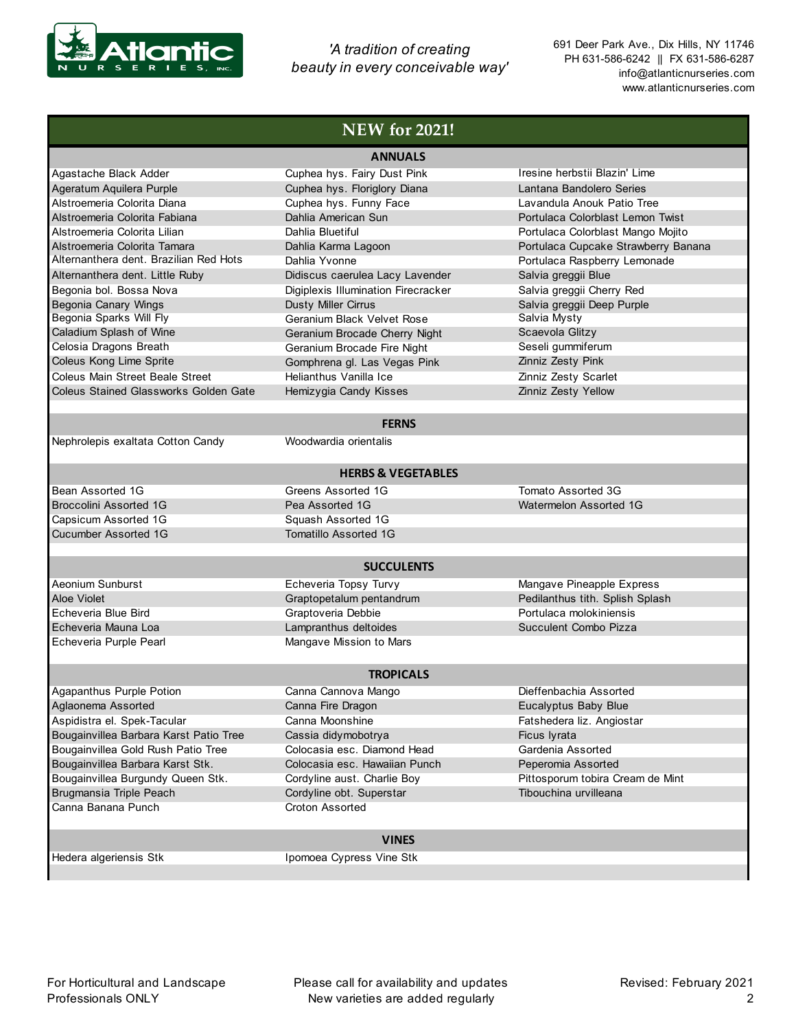*'A tradition of creating beauty in every conceivable way'*

691 Deer Park Ave., Dix Hills, NY 11746
PH 631-586-6242 || FX 631-586-6287
info@atlanticnurseries.com
www.atlanticnurseries.com

# NEW for 2021!

## ANNUALS

| | | |
|---|---|---|
| Agastache Black Adder | Cuphea hys. Fairy Dust Pink | Iresine herbstii Blazin' Lime |
| Ageratum Aquilera Purple | Cuphea hys. Floriglory Diana | Lantana Bandolero Series |
| Alstroemeria Colorita Diana | Cuphea hys. Funny Face | Lavandula Anouk Patio Tree |
| Alstroemeria Colorita Fabiana | Dahlia American Sun | Portulaca Colorblast Lemon Twist |
| Alstroemeria Colorita Lilian | Dahlia Bluetiful | Portulaca Colorblast Mango Mojito |
| Alstroemeria Colorita Tamara | Dahlia Karma Lagoon | Portulaca Cupcake Strawberry Banana |
| Alternanthera dent. Brazilian Red Hots | Dahlia Yvonne | Portulaca Raspberry Lemonade |
| Alternanthera dent. Little Ruby | Didiscus caerulea Lacy Lavender | Salvia greggii Blue |
| Begonia bol. Bossa Nova | Digiplexis Illumination Firecracker | Salvia greggii Cherry Red |
| Begonia Canary Wings | Dusty Miller Cirrus | Salvia greggii Deep Purple |
| Begonia Sparks Will Fly | Geranium Black Velvet Rose | Salvia Mysty |
| Caladium Splash of Wine | Geranium Brocade Cherry Night | Scaevola Glitzy |
| Celosia Dragons Breath | Geranium Brocade Fire Night | Seseli gummiferum |
| Coleus Kong Lime Sprite | Gomphrena gl. Las Vegas Pink | Zinniz Zesty Pink |
| Coleus Main Street Beale Street | Helianthus Vanilla Ice | Zinniz Zesty Scarlet |
| Coleus Stained Glassworks Golden Gate | Hemizygia Candy Kisses | Zinniz Zesty Yellow |

## FERNS

| | | |
|---|---|---|
| Nephrolepis exaltata Cotton Candy | Woodwardia orientalis | |

## HERBS & VEGETABLES

| | | |
|---|---|---|
| Bean Assorted 1G | Greens Assorted 1G | Tomato Assorted 3G |
| Broccolini Assorted 1G | Pea Assorted 1G | Watermelon Assorted 1G |
| Capsicum Assorted 1G | Squash Assorted 1G | |
| Cucumber Assorted 1G | Tomatillo Assorted 1G | |

## SUCCULENTS

| | | |
|---|---|---|
| Aeonium Sunburst | Echeveria Topsy Turvy | Mangave Pineapple Express |
| Aloe Violet | Graptopetalum pentandrum | Pedilanthus tith. Splish Splash |
| Echeveria Blue Bird | Graptoveria Debbie | Portulaca molokiniensis |
| Echeveria Mauna Loa | Lampranthus deltoides | Succulent Combo Pizza |
| Echeveria Purple Pearl | Mangave Mission to Mars | |

## TROPICALS

| | | |
|---|---|---|
| Agapanthus Purple Potion | Canna Cannova Mango | Dieffenbachia Assorted |
| Aglaonema Assorted | Canna Fire Dragon | Eucalyptus Baby Blue |
| Aspidistra el. Spek-Tacular | Canna Moonshine | Fatshedera liz. Angiostar |
| Bougainvillea Barbara Karst Patio Tree | Cassia didymobotrya | Ficus lyrata |
| Bougainvillea Gold Rush Patio Tree | Colocasia esc. Diamond Head | Gardenia Assorted |
| Bougainvillea Barbara Karst Stk. | Colocasia esc. Hawaiian Punch | Peperomia Assorted |
| Bougainvillea Burgundy Queen Stk. | Cordyline aust. Charlie Boy | Pittosporum tobira Cream de Mint |
| Brugmansia Triple Peach | Cordyline obt. Superstar | Tibouchina urvilleana |
| Canna Banana Punch | Croton Assorted | |

## VINES

| | | |
|---|---|---|
| Hedera algeriensis Stk | Ipomoea Cypress Vine Stk | |

For Horticultural and Landscape Professionals ONLY

Please call for availability and updates
New varieties are added regularly

Revised: February 2021